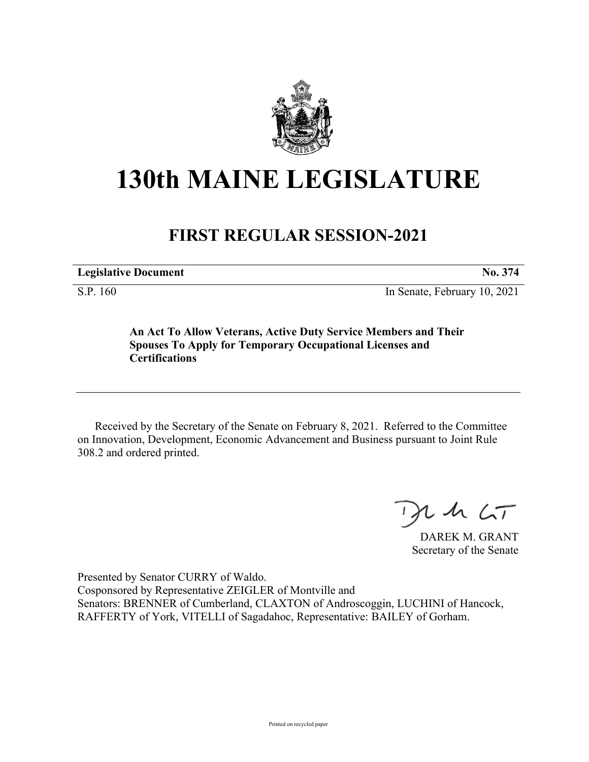# 130th MAINE LEGISLATURE

## FIRST REGULAR SESSION-2021

| **Legislative Document** | **No. 374** |
|---|---|
| S.P. 160 | In Senate, February 10, 2021 |

**An Act To Allow Veterans, Active Duty Service Members and Their Spouses To Apply for Temporary Occupational Licenses and Certifications**

Received by the Secretary of the Senate on February 8, 2021. Referred to the Committee on Innovation, Development, Economic Advancement and Business pursuant to Joint Rule 308.2 and ordered printed.

DAREK M. GRANT
Secretary of the Senate

Presented by Senator CURRY of Waldo.
Cosponsored by Representative ZEIGLER of Montville and
Senators: BRENNER of Cumberland, CLAXTON of Androscoggin, LUCHINI of Hancock, RAFFERTY of York, VITELLI of Sagadahoc, Representative: BAILEY of Gorham.

Printed on recycled paper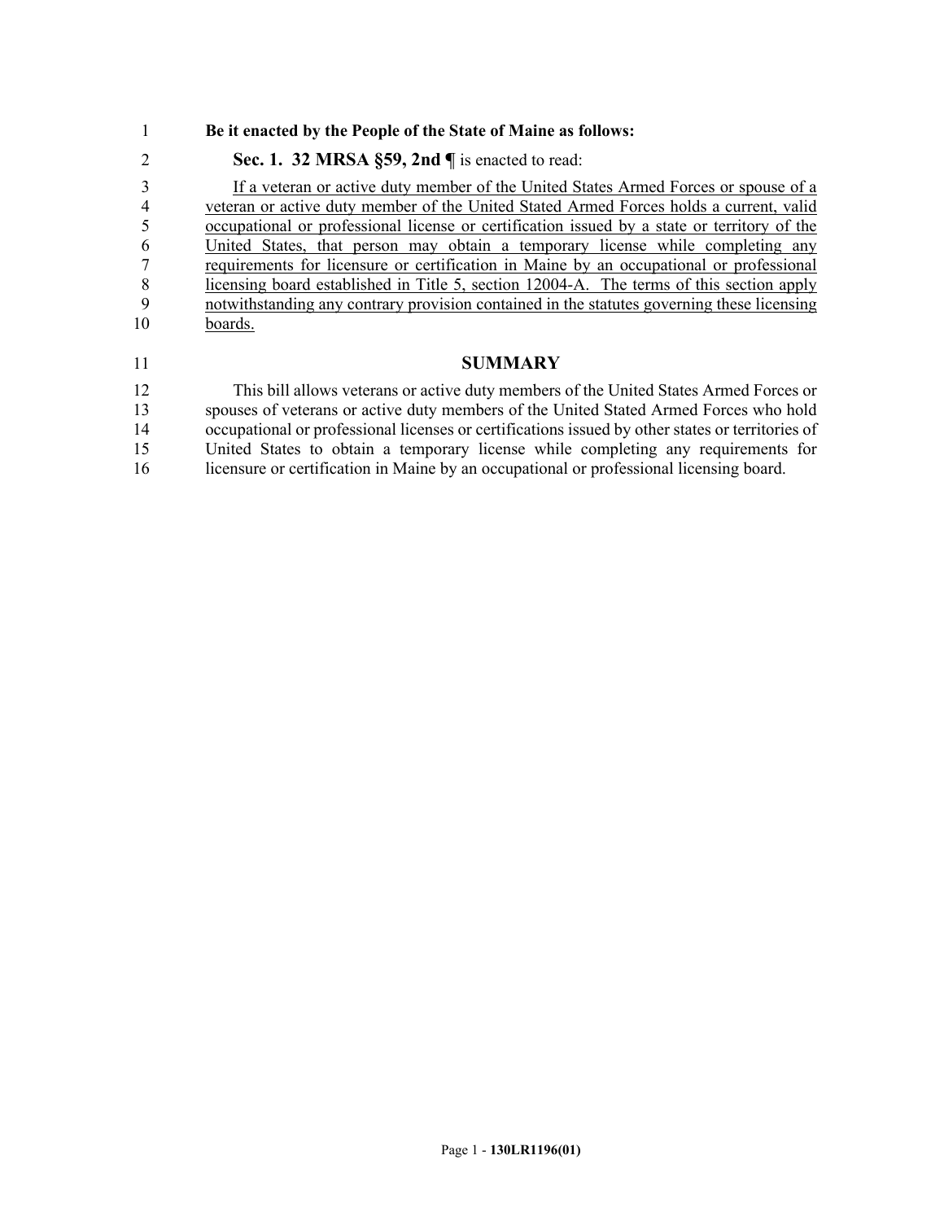**Be it enacted by the People of the State of Maine as follows:**

**Sec. 1. 32 MRSA §59, 2nd ¶** is enacted to read:

If a veteran or active duty member of the United States Armed Forces or spouse of a veteran or active duty member of the United Stated Armed Forces holds a current, valid occupational or professional license or certification issued by a state or territory of the United States, that person may obtain a temporary license while completing any requirements for licensure or certification in Maine by an occupational or professional licensing board established in Title 5, section 12004-A. The terms of this section apply notwithstanding any contrary provision contained in the statutes governing these licensing boards.

## SUMMARY

This bill allows veterans or active duty members of the United States Armed Forces or spouses of veterans or active duty members of the United Stated Armed Forces who hold occupational or professional licenses or certifications issued by other states or territories of United States to obtain a temporary license while completing any requirements for licensure or certification in Maine by an occupational or professional licensing board.